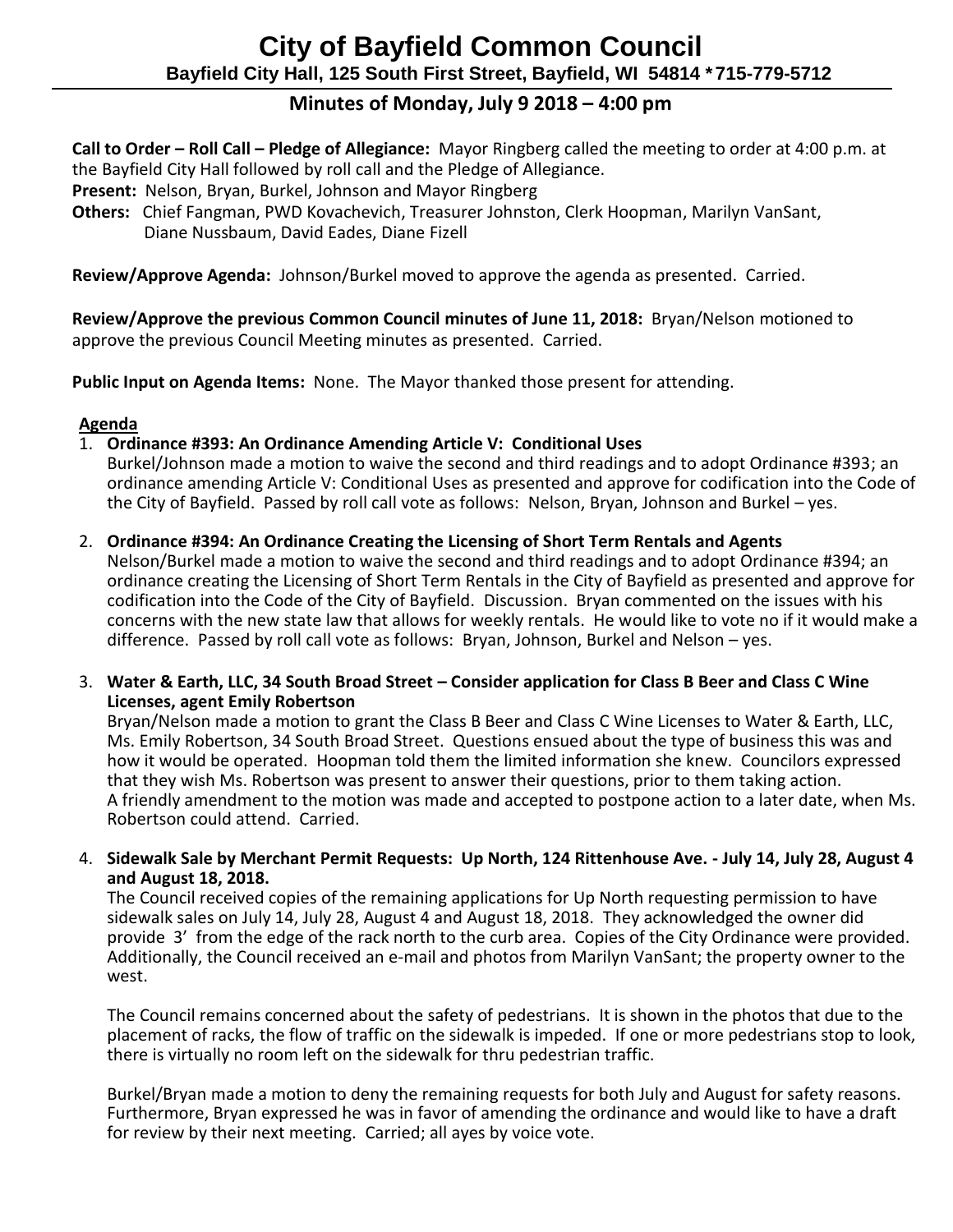# City of Bayfield Common Council

**Bayfield City Hall, 125 South First Street, Bayfield, WI 54814 * 715-779-5712**

## Minutes of Monday, July 9 2018 – 4:00 pm

**Call to Order – Roll Call – Pledge of Allegiance:** Mayor Ringberg called the meeting to order at 4:00 p.m. at the Bayfield City Hall followed by roll call and the Pledge of Allegiance.

**Present:** Nelson, Bryan, Burkel, Johnson and Mayor Ringberg

**Others:** Chief Fangman, PWD Kovachevich, Treasurer Johnston, Clerk Hoopman, Marilyn VanSant, Diane Nussbaum, David Eades, Diane Fizell

**Review/Approve Agenda:** Johnson/Burkel moved to approve the agenda as presented. Carried.

**Review/Approve the previous Common Council minutes of June 11, 2018:** Bryan/Nelson motioned to approve the previous Council Meeting minutes as presented. Carried.

**Public Input on Agenda Items:** None. The Mayor thanked those present for attending.

**Agenda**

1. **Ordinance #393: An Ordinance Amending Article V: Conditional Uses**
   Burkel/Johnson made a motion to waive the second and third readings and to adopt Ordinance #393; an ordinance amending Article V: Conditional Uses as presented and approve for codification into the Code of the City of Bayfield. Passed by roll call vote as follows: Nelson, Bryan, Johnson and Burkel – yes.

2. **Ordinance #394: An Ordinance Creating the Licensing of Short Term Rentals and Agents**
   Nelson/Burkel made a motion to waive the second and third readings and to adopt Ordinance #394; an ordinance creating the Licensing of Short Term Rentals in the City of Bayfield as presented and approve for codification into the Code of the City of Bayfield. Discussion. Bryan commented on the issues with his concerns with the new state law that allows for weekly rentals. He would like to vote no if it would make a difference. Passed by roll call vote as follows: Bryan, Johnson, Burkel and Nelson – yes.

3. **Water & Earth, LLC, 34 South Broad Street – Consider application for Class B Beer and Class C Wine Licenses, agent Emily Robertson**
   Bryan/Nelson made a motion to grant the Class B Beer and Class C Wine Licenses to Water & Earth, LLC, Ms. Emily Robertson, 34 South Broad Street. Questions ensued about the type of business this was and how it would be operated. Hoopman told them the limited information she knew. Councilors expressed that they wish Ms. Robertson was present to answer their questions, prior to them taking action. A friendly amendment to the motion was made and accepted to postpone action to a later date, when Ms. Robertson could attend. Carried.

4. **Sidewalk Sale by Merchant Permit Requests: Up North, 124 Rittenhouse Ave. - July 14, July 28, August 4 and August 18, 2018.**
   The Council received copies of the remaining applications for Up North requesting permission to have sidewalk sales on July 14, July 28, August 4 and August 18, 2018. They acknowledged the owner did provide 3' from the edge of the rack north to the curb area. Copies of the City Ordinance were provided. Additionally, the Council received an e-mail and photos from Marilyn VanSant; the property owner to the west.

   The Council remains concerned about the safety of pedestrians. It is shown in the photos that due to the placement of racks, the flow of traffic on the sidewalk is impeded. If one or more pedestrians stop to look, there is virtually no room left on the sidewalk for thru pedestrian traffic.

   Burkel/Bryan made a motion to deny the remaining requests for both July and August for safety reasons. Furthermore, Bryan expressed he was in favor of amending the ordinance and would like to have a draft for review by their next meeting. Carried; all ayes by voice vote.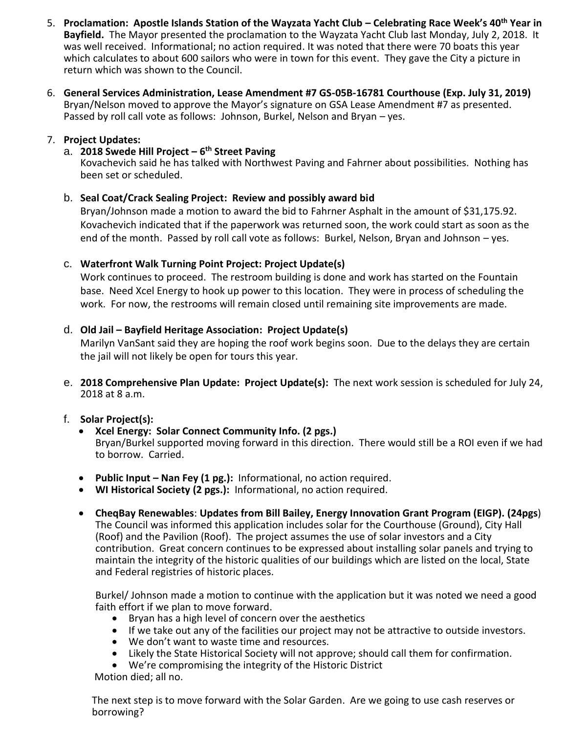5. **Proclamation: Apostle Islands Station of the Wayzata Yacht Club – Celebrating Race Week's 40th Year in Bayfield.** The Mayor presented the proclamation to the Wayzata Yacht Club last Monday, July 2, 2018. It was well received. Informational; no action required. It was noted that there were 70 boats this year which calculates to about 600 sailors who were in town for this event. They gave the City a picture in return which was shown to the Council.

6. **General Services Administration, Lease Amendment #7 GS-05B-16781 Courthouse (Exp. July 31, 2019)** Bryan/Nelson moved to approve the Mayor's signature on GSA Lease Amendment #7 as presented. Passed by roll call vote as follows: Johnson, Burkel, Nelson and Bryan – yes.

7. **Project Updates:**

   a. **2018 Swede Hill Project – 6th Street Paving**
   Kovachevich said he has talked with Northwest Paving and Fahrner about possibilities. Nothing has been set or scheduled.

   b. **Seal Coat/Crack Sealing Project: Review and possibly award bid**
   Bryan/Johnson made a motion to award the bid to Fahrner Asphalt in the amount of $31,175.92. Kovachevich indicated that if the paperwork was returned soon, the work could start as soon as the end of the month. Passed by roll call vote as follows: Burkel, Nelson, Bryan and Johnson – yes.

   c. **Waterfront Walk Turning Point Project: Project Update(s)**
   Work continues to proceed. The restroom building is done and work has started on the Fountain base. Need Xcel Energy to hook up power to this location. They were in process of scheduling the work. For now, the restrooms will remain closed until remaining site improvements are made.

   d. **Old Jail – Bayfield Heritage Association: Project Update(s)**
   Marilyn VanSant said they are hoping the roof work begins soon. Due to the delays they are certain the jail will not likely be open for tours this year.

   e. **2018 Comprehensive Plan Update: Project Update(s):** The next work session is scheduled for July 24, 2018 at 8 a.m.

   f. **Solar Project(s):**

   - **Xcel Energy: Solar Connect Community Info. (2 pgs.)**
   Bryan/Burkel supported moving forward in this direction. There would still be a ROI even if we had to borrow. Carried.
   - **Public Input – Nan Fey (1 pg.):** Informational, no action required.
   - **WI Historical Society (2 pgs.):** Informational, no action required.
   - **CheqBay Renewables**: **Updates from Bill Bailey, Energy Innovation Grant Program (EIGP). (24pgs**)
   The Council was informed this application includes solar for the Courthouse (Ground), City Hall (Roof) and the Pavilion (Roof). The project assumes the use of solar investors and a City contribution. Great concern continues to be expressed about installing solar panels and trying to maintain the integrity of the historic qualities of our buildings which are listed on the local, State and Federal registries of historic places.

     Burkel/ Johnson made a motion to continue with the application but it was noted we need a good faith effort if we plan to move forward.
     - Bryan has a high level of concern over the aesthetics
     - If we take out any of the facilities our project may not be attractive to outside investors.
     - We don't want to waste time and resources.
     - Likely the State Historical Society will not approve; should call them for confirmation.
     - We're compromising the integrity of the Historic District

     Motion died; all no.

   The next step is to move forward with the Solar Garden. Are we going to use cash reserves or borrowing?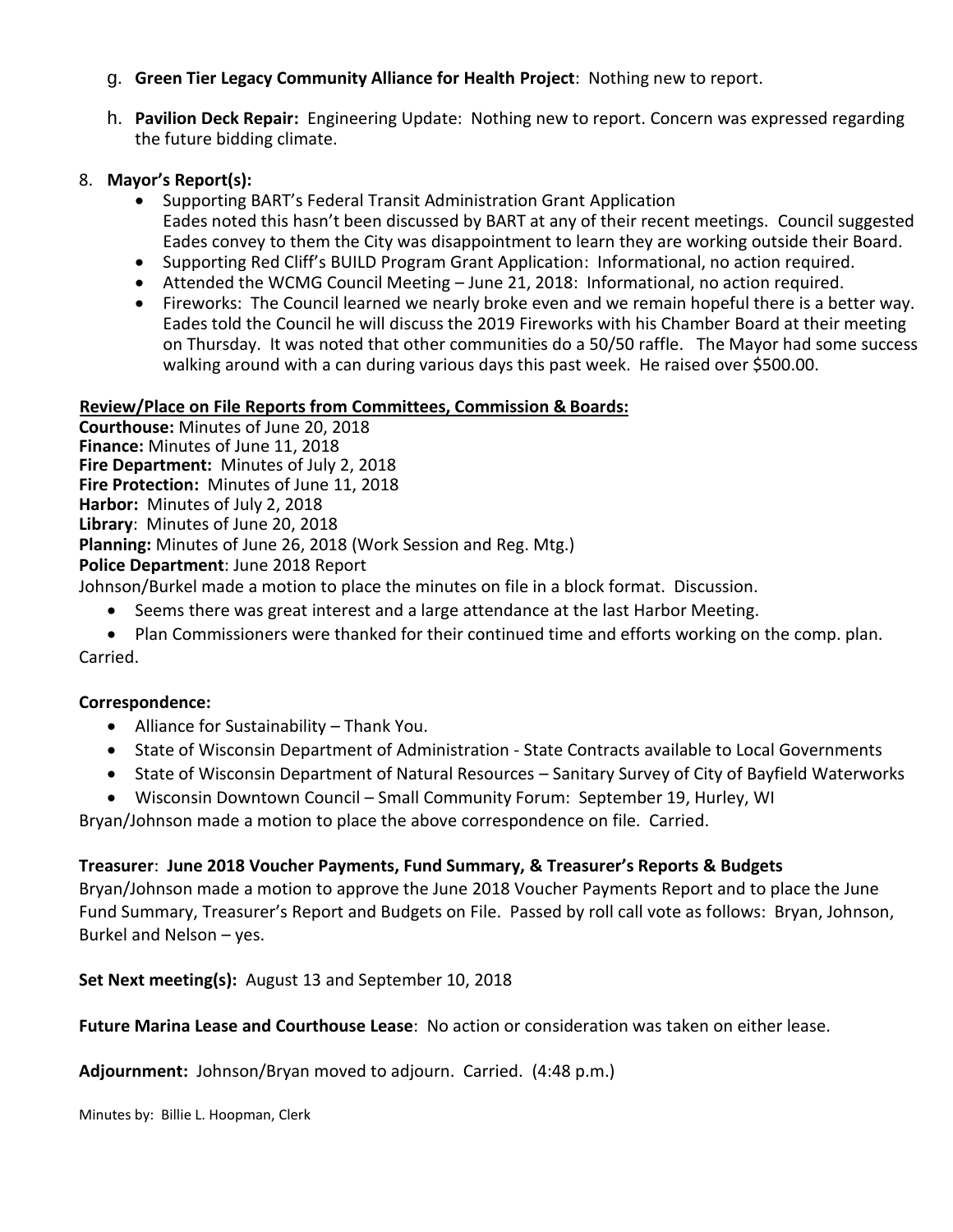g. **Green Tier Legacy Community Alliance for Health Project**: Nothing new to report.

h. **Pavilion Deck Repair:** Engineering Update: Nothing new to report. Concern was expressed regarding the future bidding climate.

8. **Mayor's Report(s):**
   - Supporting BART's Federal Transit Administration Grant Application
     Eades noted this hasn't been discussed by BART at any of their recent meetings. Council suggested Eades convey to them the City was disappointment to learn they are working outside their Board.
   - Supporting Red Cliff's BUILD Program Grant Application: Informational, no action required.
   - Attended the WCMG Council Meeting – June 21, 2018: Informational, no action required.
   - Fireworks: The Council learned we nearly broke even and we remain hopeful there is a better way. Eades told the Council he will discuss the 2019 Fireworks with his Chamber Board at their meeting on Thursday. It was noted that other communities do a 50/50 raffle. The Mayor had some success walking around with a can during various days this past week. He raised over $500.00.

**Review/Place on File Reports from Committees, Commission & Boards:**

**Courthouse:** Minutes of June 20, 2018
**Finance:** Minutes of June 11, 2018
**Fire Department:** Minutes of July 2, 2018
**Fire Protection:** Minutes of June 11, 2018
**Harbor:** Minutes of July 2, 2018
**Library**: Minutes of June 20, 2018
**Planning:** Minutes of June 26, 2018 (Work Session and Reg. Mtg.)
**Police Department**: June 2018 Report

Johnson/Burkel made a motion to place the minutes on file in a block format. Discussion.

- Seems there was great interest and a large attendance at the last Harbor Meeting.
- Plan Commissioners were thanked for their continued time and efforts working on the comp. plan.

Carried.

**Correspondence:**

- Alliance for Sustainability – Thank You.
- State of Wisconsin Department of Administration - State Contracts available to Local Governments
- State of Wisconsin Department of Natural Resources – Sanitary Survey of City of Bayfield Waterworks
- Wisconsin Downtown Council – Small Community Forum: September 19, Hurley, WI

Bryan/Johnson made a motion to place the above correspondence on file. Carried.

**Treasurer**: **June 2018 Voucher Payments, Fund Summary, & Treasurer's Reports & Budgets**

Bryan/Johnson made a motion to approve the June 2018 Voucher Payments Report and to place the June Fund Summary, Treasurer's Report and Budgets on File. Passed by roll call vote as follows: Bryan, Johnson, Burkel and Nelson – yes.

**Set Next meeting(s):** August 13 and September 10, 2018

**Future Marina Lease and Courthouse Lease**: No action or consideration was taken on either lease.

**Adjournment:** Johnson/Bryan moved to adjourn. Carried. (4:48 p.m.)

Minutes by: Billie L. Hoopman, Clerk